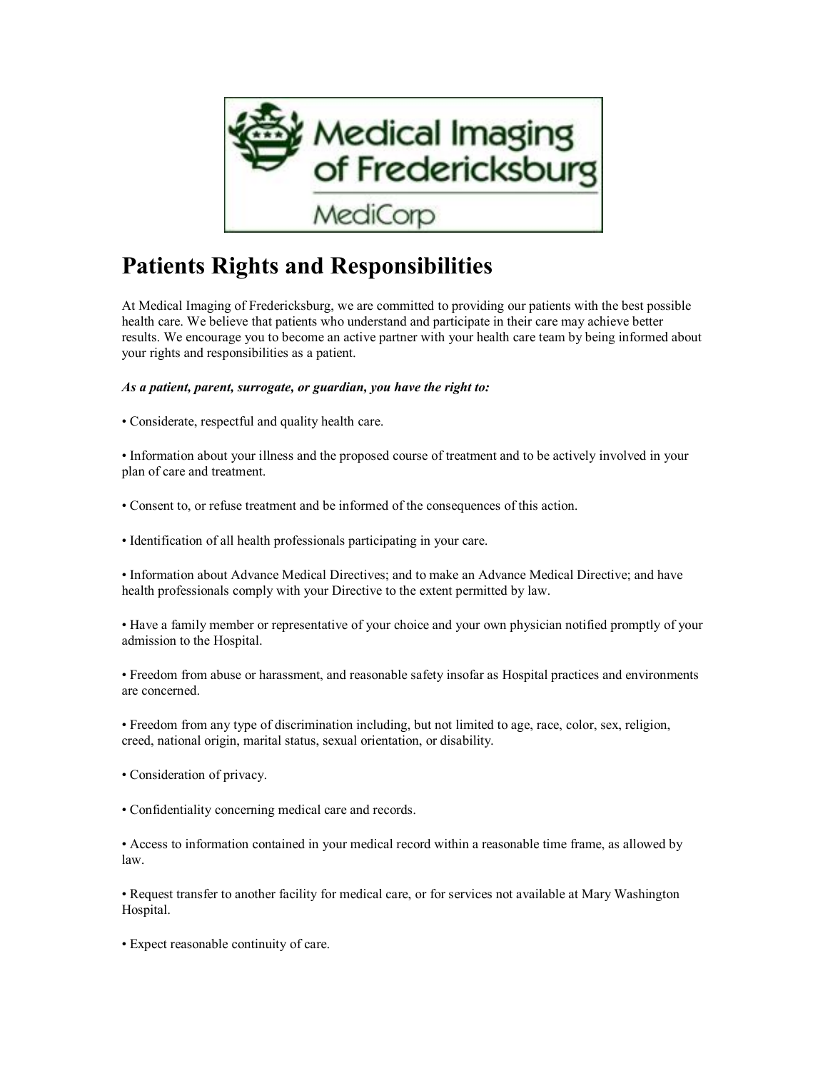Medical Imaging of Fredericksburg

MediCorp

# Patients Rights and Responsibilities

At Medical Imaging of Fredericksburg, we are committed to providing our patients with the best possible health care. We believe that patients who understand and participate in their care may achieve better results. We encourage you to become an active partner with your health care team by being informed about your rights and responsibilities as a patient.

***As a patient, parent, surrogate, or guardian, you have the right to:***

- Considerate, respectful and quality health care.

- Information about your illness and the proposed course of treatment and to be actively involved in your plan of care and treatment.

- Consent to, or refuse treatment and be informed of the consequences of this action.

- Identification of all health professionals participating in your care.

- Information about Advance Medical Directives; and to make an Advance Medical Directive; and have health professionals comply with your Directive to the extent permitted by law.

- Have a family member or representative of your choice and your own physician notified promptly of your admission to the Hospital.

- Freedom from abuse or harassment, and reasonable safety insofar as Hospital practices and environments are concerned.

- Freedom from any type of discrimination including, but not limited to age, race, color, sex, religion, creed, national origin, marital status, sexual orientation, or disability.

- Consideration of privacy.

- Confidentiality concerning medical care and records.

- Access to information contained in your medical record within a reasonable time frame, as allowed by law.

- Request transfer to another facility for medical care, or for services not available at Mary Washington Hospital.

- Expect reasonable continuity of care.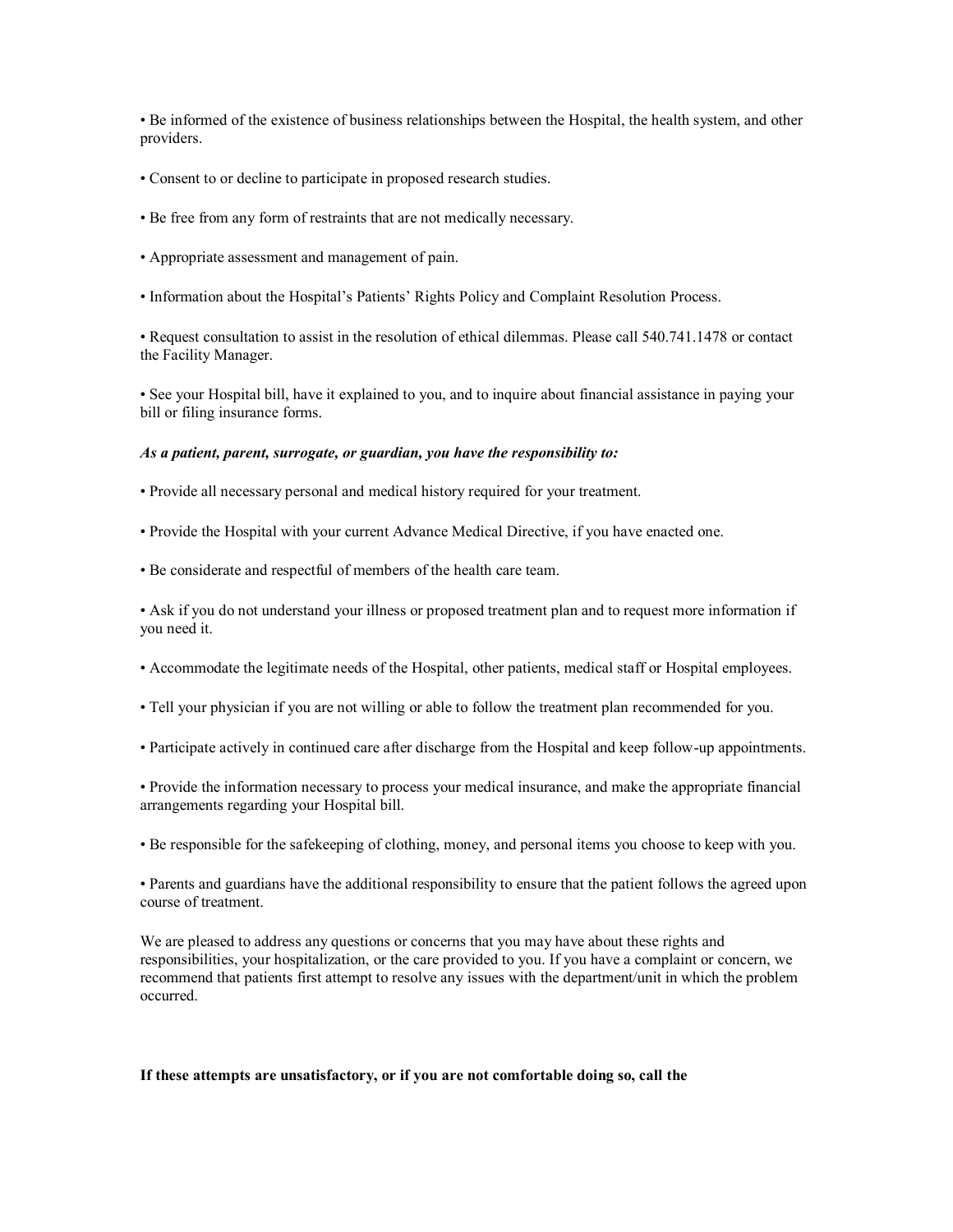- Be informed of the existence of business relationships between the Hospital, the health system, and other providers.

- Consent to or decline to participate in proposed research studies.

- Be free from any form of restraints that are not medically necessary.

- Appropriate assessment and management of pain.

- Information about the Hospital's Patients' Rights Policy and Complaint Resolution Process.

- Request consultation to assist in the resolution of ethical dilemmas. Please call 540.741.1478 or contact the Facility Manager.

- See your Hospital bill, have it explained to you, and to inquire about financial assistance in paying your bill or filing insurance forms.

***As a patient, parent, surrogate, or guardian, you have the responsibility to:***

- Provide all necessary personal and medical history required for your treatment.

- Provide the Hospital with your current Advance Medical Directive, if you have enacted one.

- Be considerate and respectful of members of the health care team.

- Ask if you do not understand your illness or proposed treatment plan and to request more information if you need it.

- Accommodate the legitimate needs of the Hospital, other patients, medical staff or Hospital employees.

- Tell your physician if you are not willing or able to follow the treatment plan recommended for you.

- Participate actively in continued care after discharge from the Hospital and keep follow-up appointments.

- Provide the information necessary to process your medical insurance, and make the appropriate financial arrangements regarding your Hospital bill.

- Be responsible for the safekeeping of clothing, money, and personal items you choose to keep with you.

- Parents and guardians have the additional responsibility to ensure that the patient follows the agreed upon course of treatment.

We are pleased to address any questions or concerns that you may have about these rights and responsibilities, your hospitalization, or the care provided to you. If you have a complaint or concern, we recommend that patients first attempt to resolve any issues with the department/unit in which the problem occurred.

**If these attempts are unsatisfactory, or if you are not comfortable doing so, call the**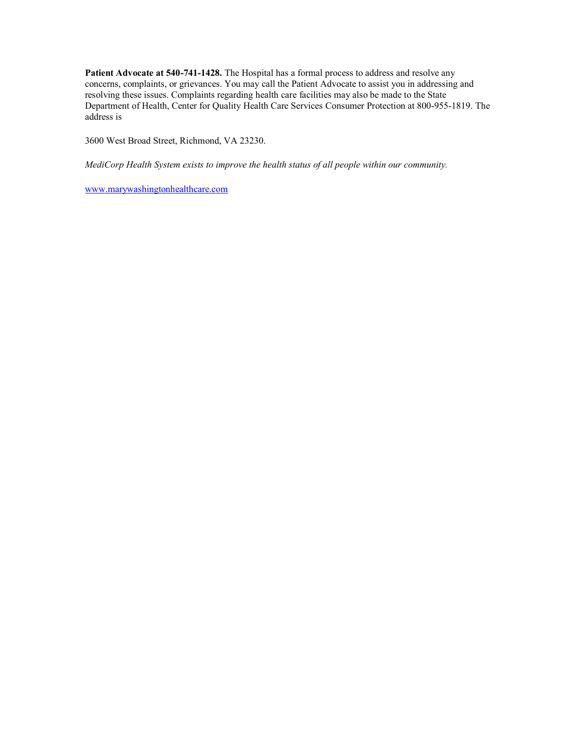**Patient Advocate at 540-741-1428.** The Hospital has a formal process to address and resolve any concerns, complaints, or grievances. You may call the Patient Advocate to assist you in addressing and resolving these issues. Complaints regarding health care facilities may also be made to the State Department of Health, Center for Quality Health Care Services Consumer Protection at 800-955-1819. The address is

3600 West Broad Street, Richmond, VA 23230.

*MediCorp Health System exists to improve the health status of all people within our community.*

www.marywashingtonhealthcare.com